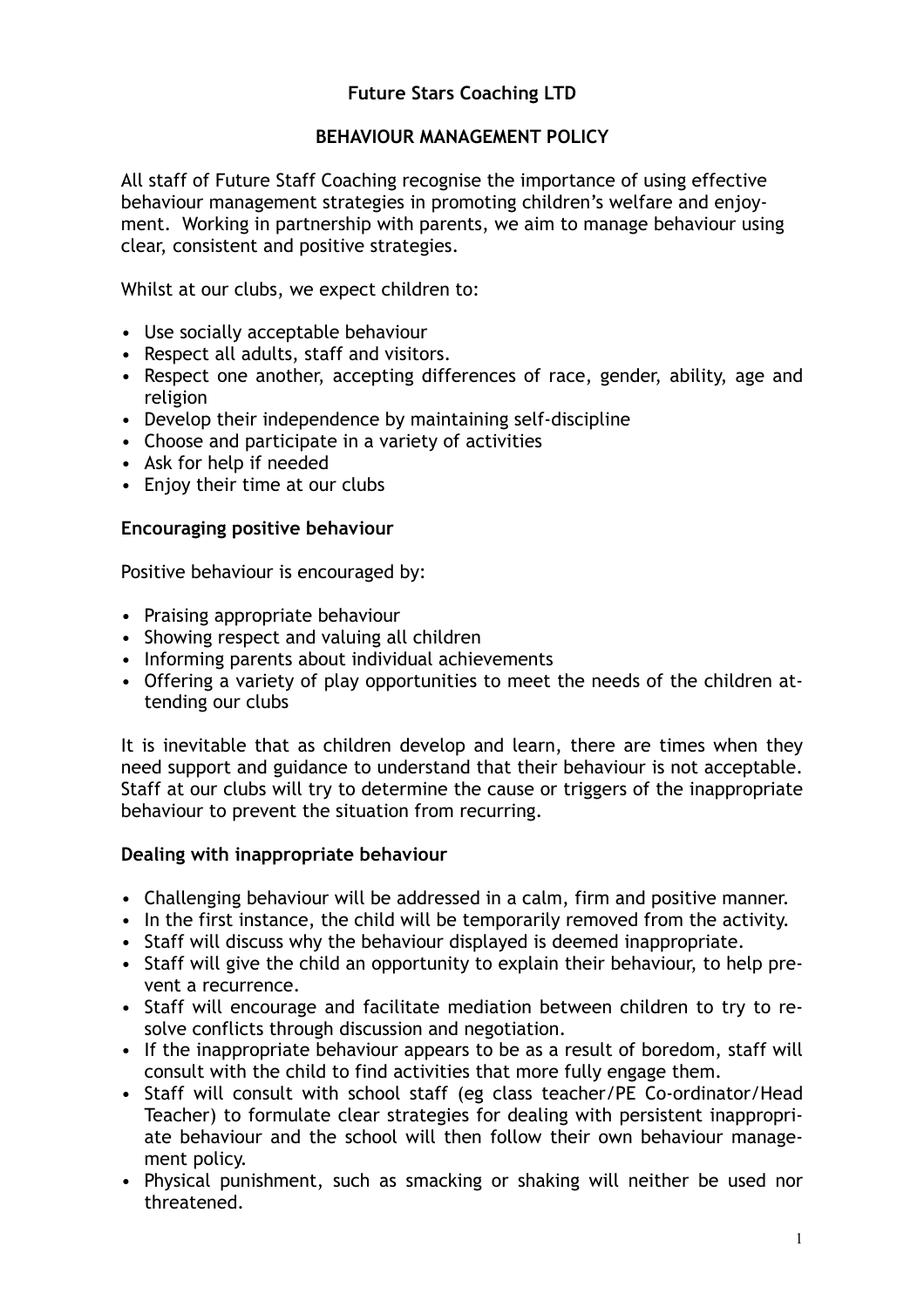# Future Stars Coaching LTD

## BEHAVIOUR MANAGEMENT POLICY

All staff of Future Staff Coaching recognise the importance of using effective behaviour management strategies in promoting children's welfare and enjoyment. Working in partnership with parents, we aim to manage behaviour using clear, consistent and positive strategies.

Whilst at our clubs, we expect children to:

- Use socially acceptable behaviour
- Respect all adults, staff and visitors.
- Respect one another, accepting differences of race, gender, ability, age and religion
- Develop their independence by maintaining self-discipline
- Choose and participate in a variety of activities
- Ask for help if needed
- Enjoy their time at our clubs

### Encouraging positive behaviour

Positive behaviour is encouraged by:

- Praising appropriate behaviour
- Showing respect and valuing all children
- Informing parents about individual achievements
- Offering a variety of play opportunities to meet the needs of the children attending our clubs

It is inevitable that as children develop and learn, there are times when they need support and guidance to understand that their behaviour is not acceptable. Staff at our clubs will try to determine the cause or triggers of the inappropriate behaviour to prevent the situation from recurring.

### Dealing with inappropriate behaviour

- Challenging behaviour will be addressed in a calm, firm and positive manner.
- In the first instance, the child will be temporarily removed from the activity.
- Staff will discuss why the behaviour displayed is deemed inappropriate.
- Staff will give the child an opportunity to explain their behaviour, to help prevent a recurrence.
- Staff will encourage and facilitate mediation between children to try to resolve conflicts through discussion and negotiation.
- If the inappropriate behaviour appears to be as a result of boredom, staff will consult with the child to find activities that more fully engage them.
- Staff will consult with school staff (eg class teacher/PE Co-ordinator/Head Teacher) to formulate clear strategies for dealing with persistent inappropriate behaviour and the school will then follow their own behaviour management policy.
- Physical punishment, such as smacking or shaking will neither be used nor threatened.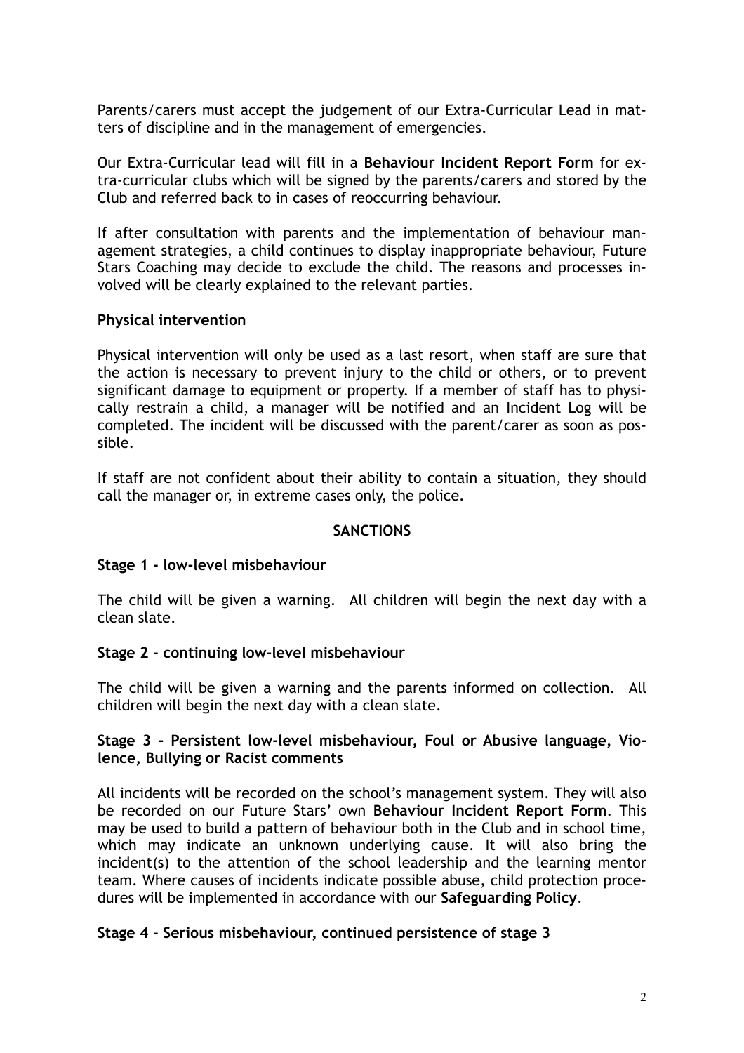Parents/carers must accept the judgement of our Extra-Curricular Lead in matters of discipline and in the management of emergencies.

Our Extra-Curricular lead will fill in a **Behaviour Incident Report Form** for extra-curricular clubs which will be signed by the parents/carers and stored by the Club and referred back to in cases of reoccurring behaviour.

If after consultation with parents and the implementation of behaviour management strategies, a child continues to display inappropriate behaviour, Future Stars Coaching may decide to exclude the child. The reasons and processes involved will be clearly explained to the relevant parties.

**Physical intervention**

Physical intervention will only be used as a last resort, when staff are sure that the action is necessary to prevent injury to the child or others, or to prevent significant damage to equipment or property. If a member of staff has to physically restrain a child, a manager will be notified and an Incident Log will be completed. The incident will be discussed with the parent/carer as soon as possible.

If staff are not confident about their ability to contain a situation, they should call the manager or, in extreme cases only, the police.

**SANCTIONS**

**Stage 1 - low-level misbehaviour**

The child will be given a warning. All children will begin the next day with a clean slate.

**Stage 2 - continuing low-level misbehaviour**

The child will be given a warning and the parents informed on collection. All children will begin the next day with a clean slate.

**Stage 3 - Persistent low-level misbehaviour, Foul or Abusive language, Violence, Bullying or Racist comments**

All incidents will be recorded on the school's management system. They will also be recorded on our Future Stars' own **Behaviour Incident Report Form**. This may be used to build a pattern of behaviour both in the Club and in school time, which may indicate an unknown underlying cause. It will also bring the incident(s) to the attention of the school leadership and the learning mentor team. Where causes of incidents indicate possible abuse, child protection procedures will be implemented in accordance with our **Safeguarding Policy**.

**Stage 4 - Serious misbehaviour, continued persistence of stage 3**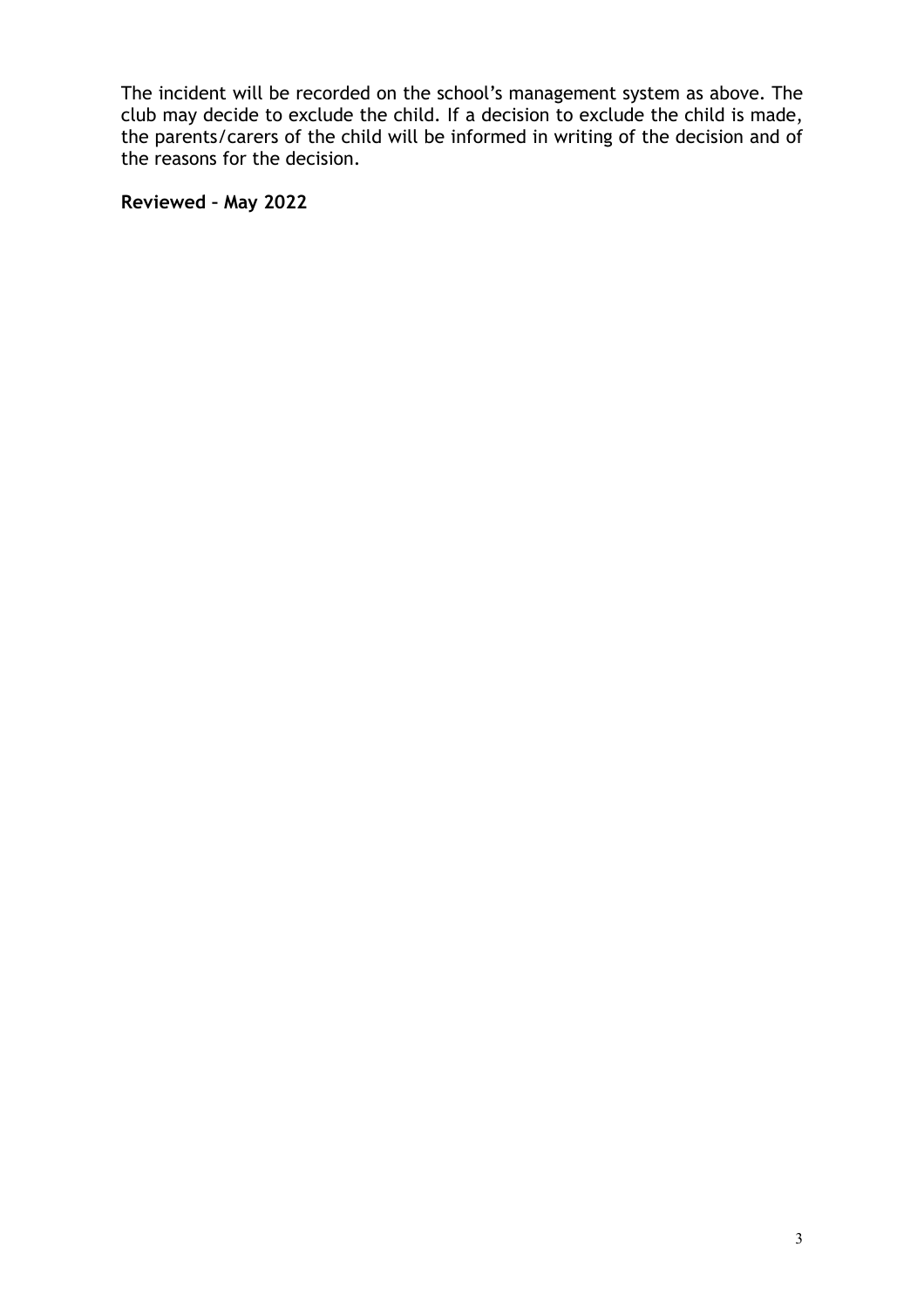The incident will be recorded on the school's management system as above. The club may decide to exclude the child. If a decision to exclude the child is made, the parents/carers of the child will be informed in writing of the decision and of the reasons for the decision.

**Reviewed – May 2022**